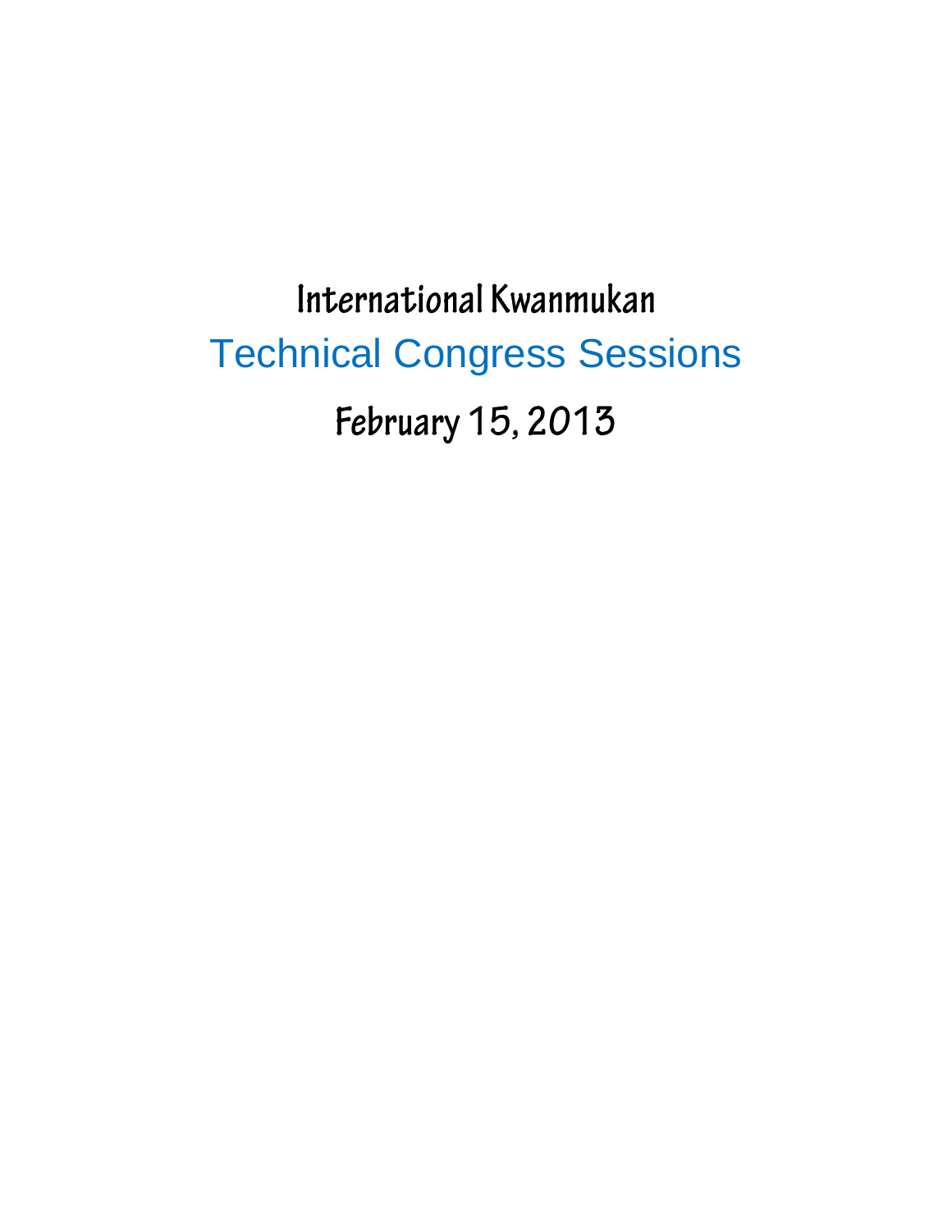# International Kwanmukan

## Technical Congress Sessions

## February 15, 2013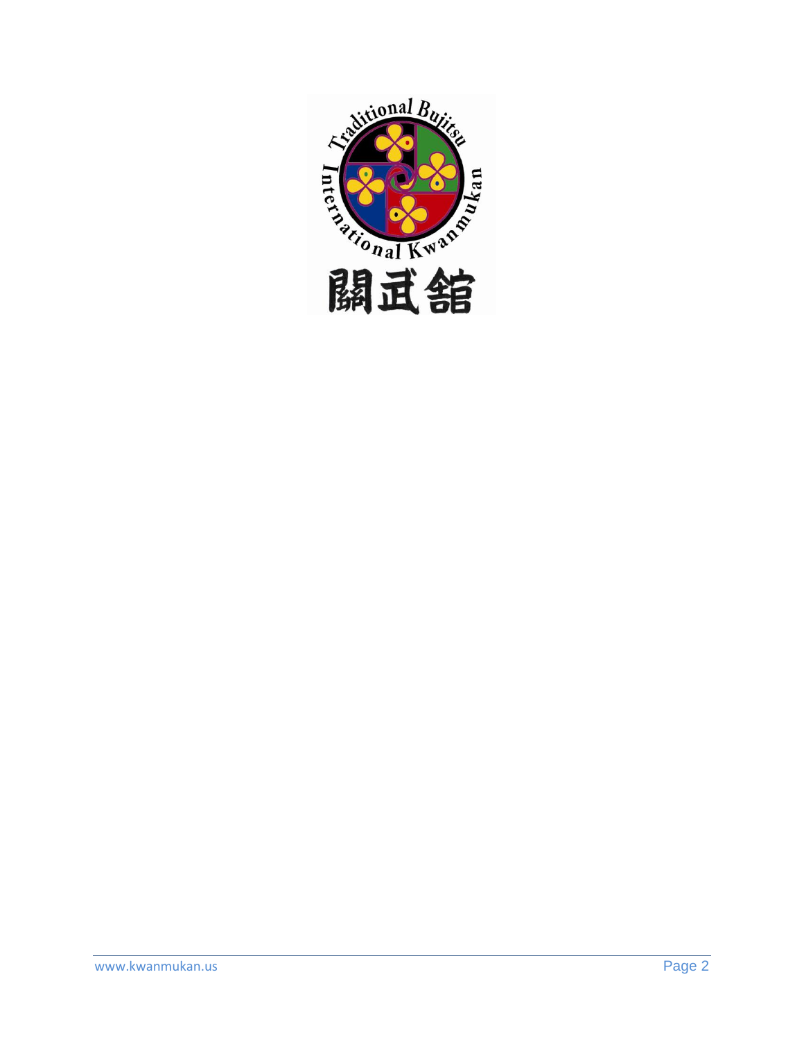Traditional Bujitsu International Kwanmukan

關武舘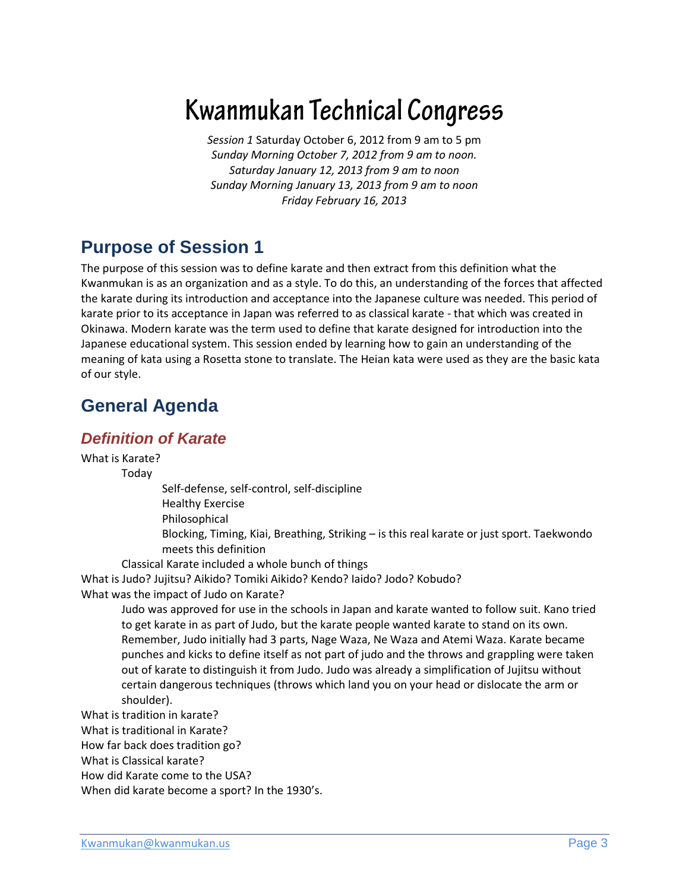# Kwanmukan Technical Congress

*Session 1* Saturday October 6, 2012 from 9 am to 5 pm
*Sunday Morning October 7, 2012 from 9 am to noon.*
*Saturday January 12, 2013 from 9 am to noon*
*Sunday Morning January 13, 2013 from 9 am to noon*
*Friday February 16, 2013*

## Purpose of Session 1

The purpose of this session was to define karate and then extract from this definition what the Kwanmukan is as an organization and as a style. To do this, an understanding of the forces that affected the karate during its introduction and acceptance into the Japanese culture was needed. This period of karate prior to its acceptance in Japan was referred to as classical karate - that which was created in Okinawa. Modern karate was the term used to define that karate designed for introduction into the Japanese educational system. This session ended by learning how to gain an understanding of the meaning of kata using a Rosetta stone to translate. The Heian kata were used as they are the basic kata of our style.

## General Agenda

### *Definition of Karate*

What is Karate?

- Today
  - Self-defense, self-control, self-discipline
  - Healthy Exercise
  - Philosophical
  - Blocking, Timing, Kiai, Breathing, Striking – is this real karate or just sport. Taekwondo meets this definition
- Classical Karate included a whole bunch of things

What is Judo? Jujitsu? Aikido? Tomiki Aikido? Kendo? Iaido? Jodo? Kobudo?

What was the impact of Judo on Karate?

> Judo was approved for use in the schools in Japan and karate wanted to follow suit. Kano tried to get karate in as part of Judo, but the karate people wanted karate to stand on its own. Remember, Judo initially had 3 parts, Nage Waza, Ne Waza and Atemi Waza. Karate became punches and kicks to define itself as not part of judo and the throws and grappling were taken out of karate to distinguish it from Judo. Judo was already a simplification of Jujitsu without certain dangerous techniques (throws which land you on your head or dislocate the arm or shoulder).

What is tradition in karate?

What is traditional in Karate?

How far back does tradition go?

What is Classical karate?

How did Karate come to the USA?

When did karate become a sport? In the 1930's.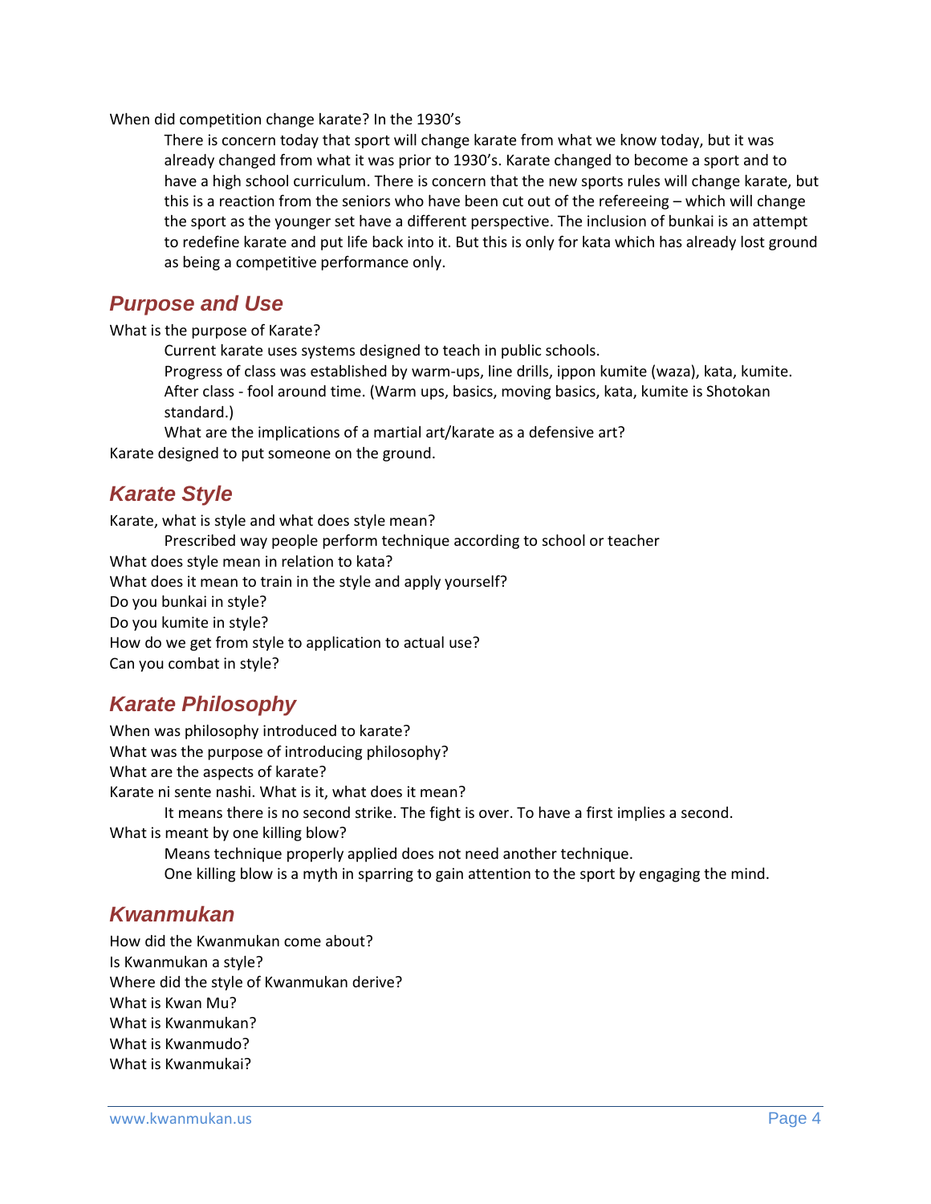When did competition change karate? In the 1930's

> There is concern today that sport will change karate from what we know today, but it was already changed from what it was prior to 1930's. Karate changed to become a sport and to have a high school curriculum. There is concern that the new sports rules will change karate, but this is a reaction from the seniors who have been cut out of the refereeing – which will change the sport as the younger set have a different perspective. The inclusion of bunkai is an attempt to redefine karate and put life back into it. But this is only for kata which has already lost ground as being a competitive performance only.

## *Purpose and Use*

What is the purpose of Karate?

> Current karate uses systems designed to teach in public schools.
>
> Progress of class was established by warm-ups, line drills, ippon kumite (waza), kata, kumite. After class - fool around time. (Warm ups, basics, moving basics, kata, kumite is Shotokan standard.)
>
> What are the implications of a martial art/karate as a defensive art?

Karate designed to put someone on the ground.

## *Karate Style*

Karate, what is style and what does style mean?

> Prescribed way people perform technique according to school or teacher

What does style mean in relation to kata?

What does it mean to train in the style and apply yourself?

Do you bunkai in style?

Do you kumite in style?

How do we get from style to application to actual use?

Can you combat in style?

## *Karate Philosophy*

When was philosophy introduced to karate?

What was the purpose of introducing philosophy?

What are the aspects of karate?

Karate ni sente nashi. What is it, what does it mean?

> It means there is no second strike. The fight is over. To have a first implies a second.

What is meant by one killing blow?

> Means technique properly applied does not need another technique.
>
> One killing blow is a myth in sparring to gain attention to the sport by engaging the mind.

## *Kwanmukan*

How did the Kwanmukan come about?

Is Kwanmukan a style?

Where did the style of Kwanmukan derive?

What is Kwan Mu?

What is Kwanmukan?

What is Kwanmudo?

What is Kwanmukai?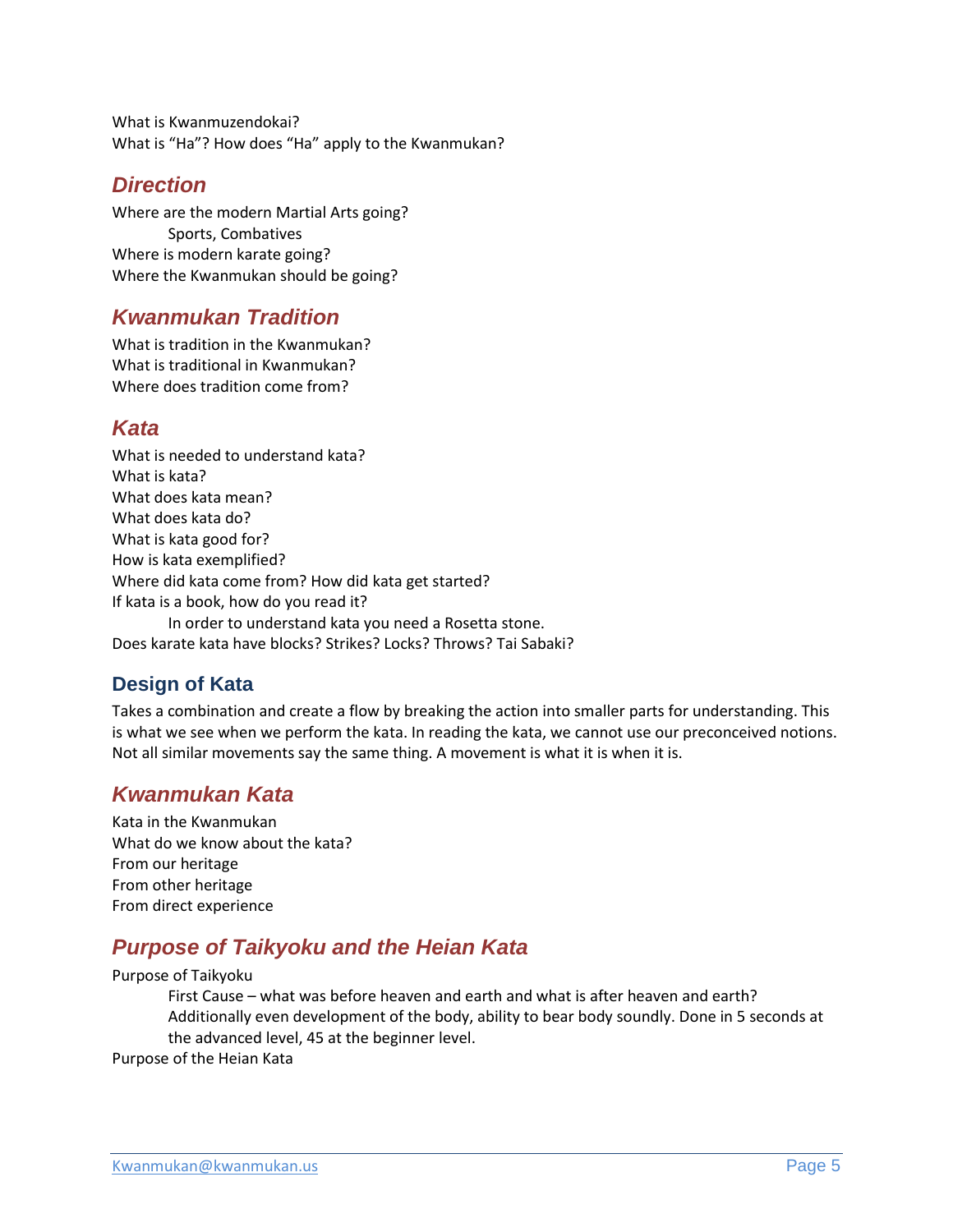What is Kwanmuzendokai?
What is "Ha"? How does "Ha" apply to the Kwanmukan?

## *Direction*

Where are the modern Martial Arts going?
    Sports, Combatives
Where is modern karate going?
Where the Kwanmukan should be going?

## *Kwanmukan Tradition*

What is tradition in the Kwanmukan?
What is traditional in Kwanmukan?
Where does tradition come from?

## *Kata*

What is needed to understand kata?
What is kata?
What does kata mean?
What does kata do?
What is kata good for?
How is kata exemplified?
Where did kata come from? How did kata get started?
If kata is a book, how do you read it?
    In order to understand kata you need a Rosetta stone.
Does karate kata have blocks? Strikes? Locks? Throws? Tai Sabaki?

### Design of Kata

Takes a combination and create a flow by breaking the action into smaller parts for understanding. This is what we see when we perform the kata. In reading the kata, we cannot use our preconceived notions. Not all similar movements say the same thing. A movement is what it is when it is.

## *Kwanmukan Kata*

Kata in the Kwanmukan
What do we know about the kata?
From our heritage
From other heritage
From direct experience

## *Purpose of Taikyoku and the Heian Kata*

Purpose of Taikyoku
    First Cause – what was before heaven and earth and what is after heaven and earth?
    Additionally even development of the body, ability to bear body soundly. Done in 5 seconds at the advanced level, 45 at the beginner level.
Purpose of the Heian Kata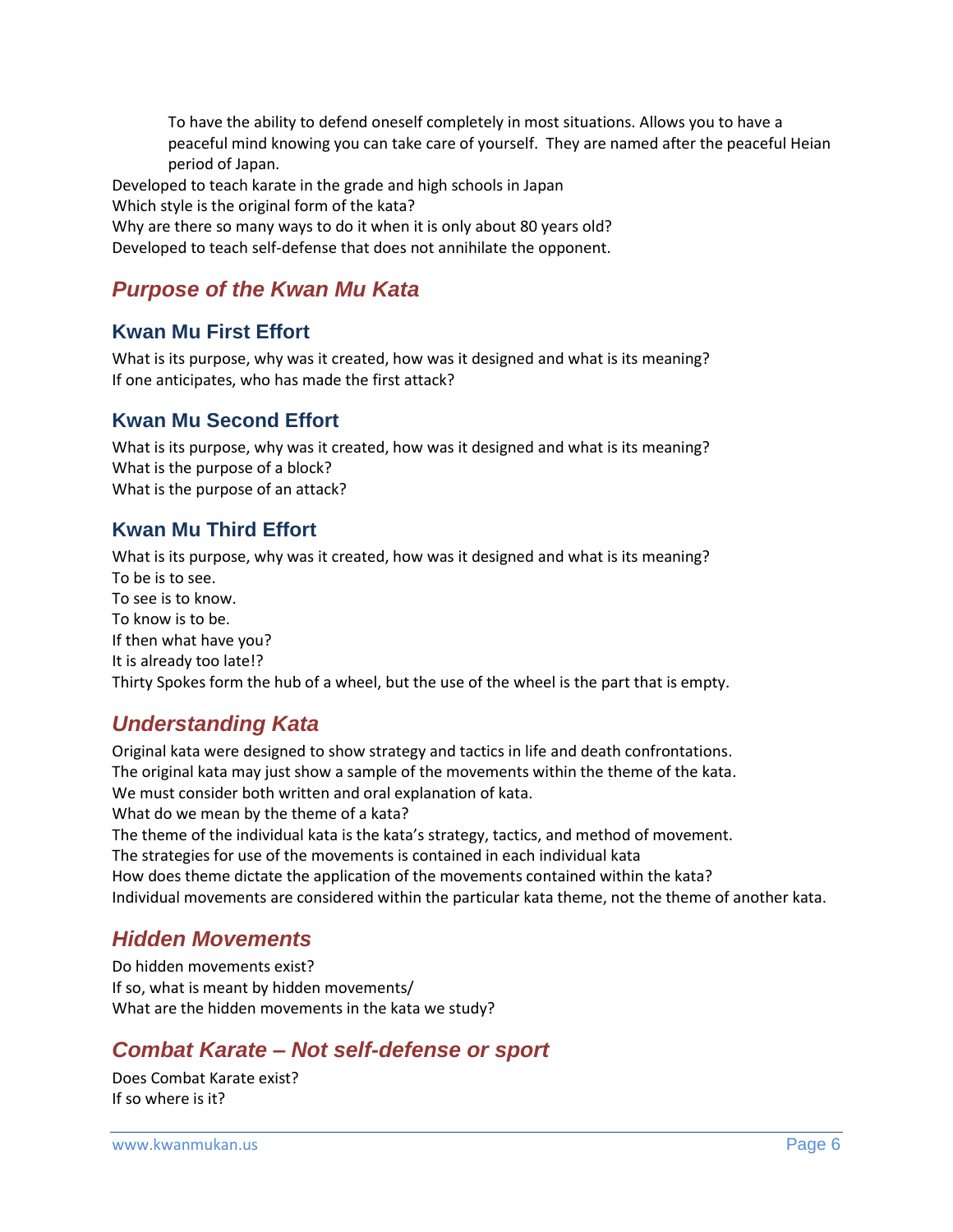To have the ability to defend oneself completely in most situations. Allows you to have a peaceful mind knowing you can take care of yourself. They are named after the peaceful Heian period of Japan.

Developed to teach karate in the grade and high schools in Japan
Which style is the original form of the kata?
Why are there so many ways to do it when it is only about 80 years old?
Developed to teach self-defense that does not annihilate the opponent.

## *Purpose of the Kwan Mu Kata*

### Kwan Mu First Effort

What is its purpose, why was it created, how was it designed and what is its meaning?
If one anticipates, who has made the first attack?

### Kwan Mu Second Effort

What is its purpose, why was it created, how was it designed and what is its meaning?
What is the purpose of a block?
What is the purpose of an attack?

### Kwan Mu Third Effort

What is its purpose, why was it created, how was it designed and what is its meaning?
To be is to see.
To see is to know.
To know is to be.
If then what have you?
It is already too late!?
Thirty Spokes form the hub of a wheel, but the use of the wheel is the part that is empty.

## *Understanding Kata*

Original kata were designed to show strategy and tactics in life and death confrontations.
The original kata may just show a sample of the movements within the theme of the kata.
We must consider both written and oral explanation of kata.
What do we mean by the theme of a kata?
The theme of the individual kata is the kata's strategy, tactics, and method of movement.
The strategies for use of the movements is contained in each individual kata
How does theme dictate the application of the movements contained within the kata?
Individual movements are considered within the particular kata theme, not the theme of another kata.

## *Hidden Movements*

Do hidden movements exist?
If so, what is meant by hidden movements/
What are the hidden movements in the kata we study?

## *Combat Karate – Not self-defense or sport*

Does Combat Karate exist?
If so where is it?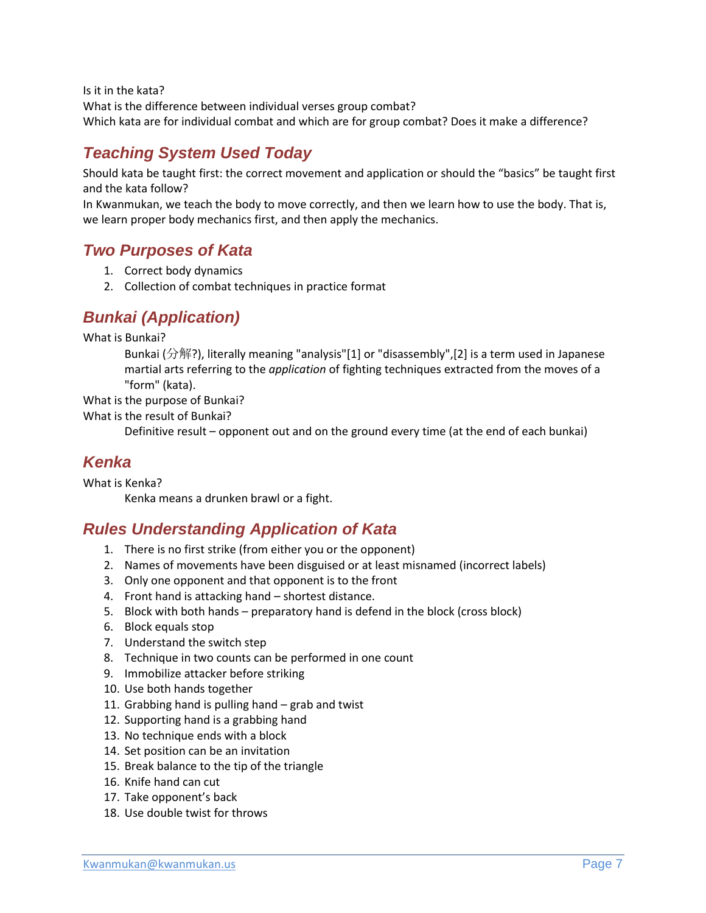Is it in the kata?
What is the difference between individual verses group combat?
Which kata are for individual combat and which are for group combat? Does it make a difference?

## *Teaching System Used Today*

Should kata be taught first: the correct movement and application or should the “basics” be taught first and the kata follow?
In Kwanmukan, we teach the body to move correctly, and then we learn how to use the body. That is, we learn proper body mechanics first, and then apply the mechanics.

## *Two Purposes of Kata*

1. Correct body dynamics
2. Collection of combat techniques in practice format

## *Bunkai (Application)*

What is Bunkai?

> Bunkai (分解?), literally meaning "analysis"[1] or "disassembly",[2] is a term used in Japanese martial arts referring to the *application* of fighting techniques extracted from the moves of a "form" (kata).

What is the purpose of Bunkai?
What is the result of Bunkai?

> Definitive result – opponent out and on the ground every time (at the end of each bunkai)

## *Kenka*

What is Kenka?

> Kenka means a drunken brawl or a fight.

## *Rules Understanding Application of Kata*

1. There is no first strike (from either you or the opponent)
2. Names of movements have been disguised or at least misnamed (incorrect labels)
3. Only one opponent and that opponent is to the front
4. Front hand is attacking hand – shortest distance.
5. Block with both hands – preparatory hand is defend in the block (cross block)
6. Block equals stop
7. Understand the switch step
8. Technique in two counts can be performed in one count
9. Immobilize attacker before striking
10. Use both hands together
11. Grabbing hand is pulling hand – grab and twist
12. Supporting hand is a grabbing hand
13. No technique ends with a block
14. Set position can be an invitation
15. Break balance to the tip of the triangle
16. Knife hand can cut
17. Take opponent’s back
18. Use double twist for throws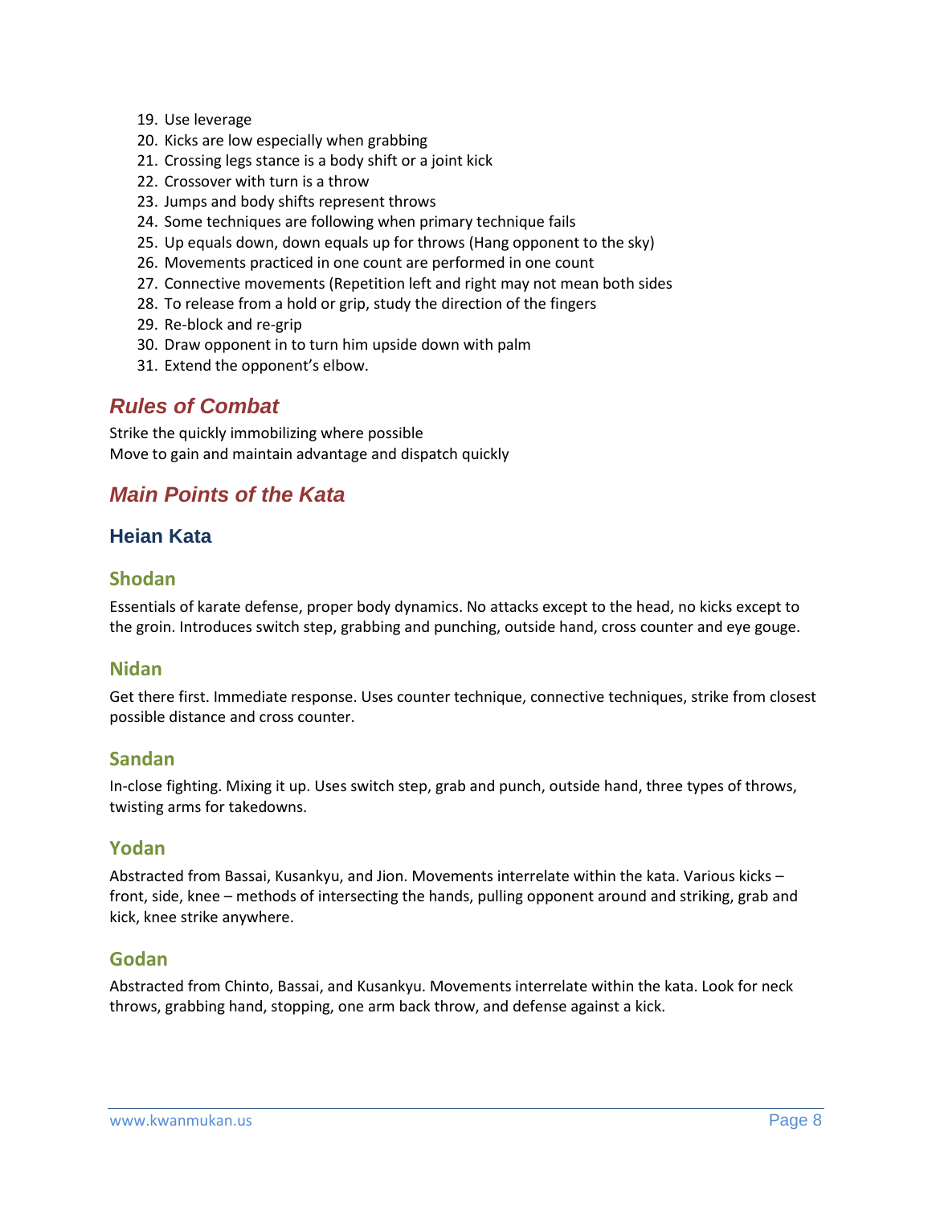19. Use leverage
20. Kicks are low especially when grabbing
21. Crossing legs stance is a body shift or a joint kick
22. Crossover with turn is a throw
23. Jumps and body shifts represent throws
24. Some techniques are following when primary technique fails
25. Up equals down, down equals up for throws (Hang opponent to the sky)
26. Movements practiced in one count are performed in one count
27. Connective movements (Repetition left and right may not mean both sides
28. To release from a hold or grip, study the direction of the fingers
29. Re-block and re-grip
30. Draw opponent in to turn him upside down with palm
31. Extend the opponent's elbow.

## *Rules of Combat*

Strike the quickly immobilizing where possible
Move to gain and maintain advantage and dispatch quickly

## *Main Points of the Kata*

### Heian Kata

#### Shodan

Essentials of karate defense, proper body dynamics. No attacks except to the head, no kicks except to the groin. Introduces switch step, grabbing and punching, outside hand, cross counter and eye gouge.

#### Nidan

Get there first. Immediate response. Uses counter technique, connective techniques, strike from closest possible distance and cross counter.

#### Sandan

In-close fighting. Mixing it up. Uses switch step, grab and punch, outside hand, three types of throws, twisting arms for takedowns.

#### Yodan

Abstracted from Bassai, Kusankyu, and Jion. Movements interrelate within the kata. Various kicks – front, side, knee – methods of intersecting the hands, pulling opponent around and striking, grab and kick, knee strike anywhere.

#### Godan

Abstracted from Chinto, Bassai, and Kusankyu. Movements interrelate within the kata. Look for neck throws, grabbing hand, stopping, one arm back throw, and defense against a kick.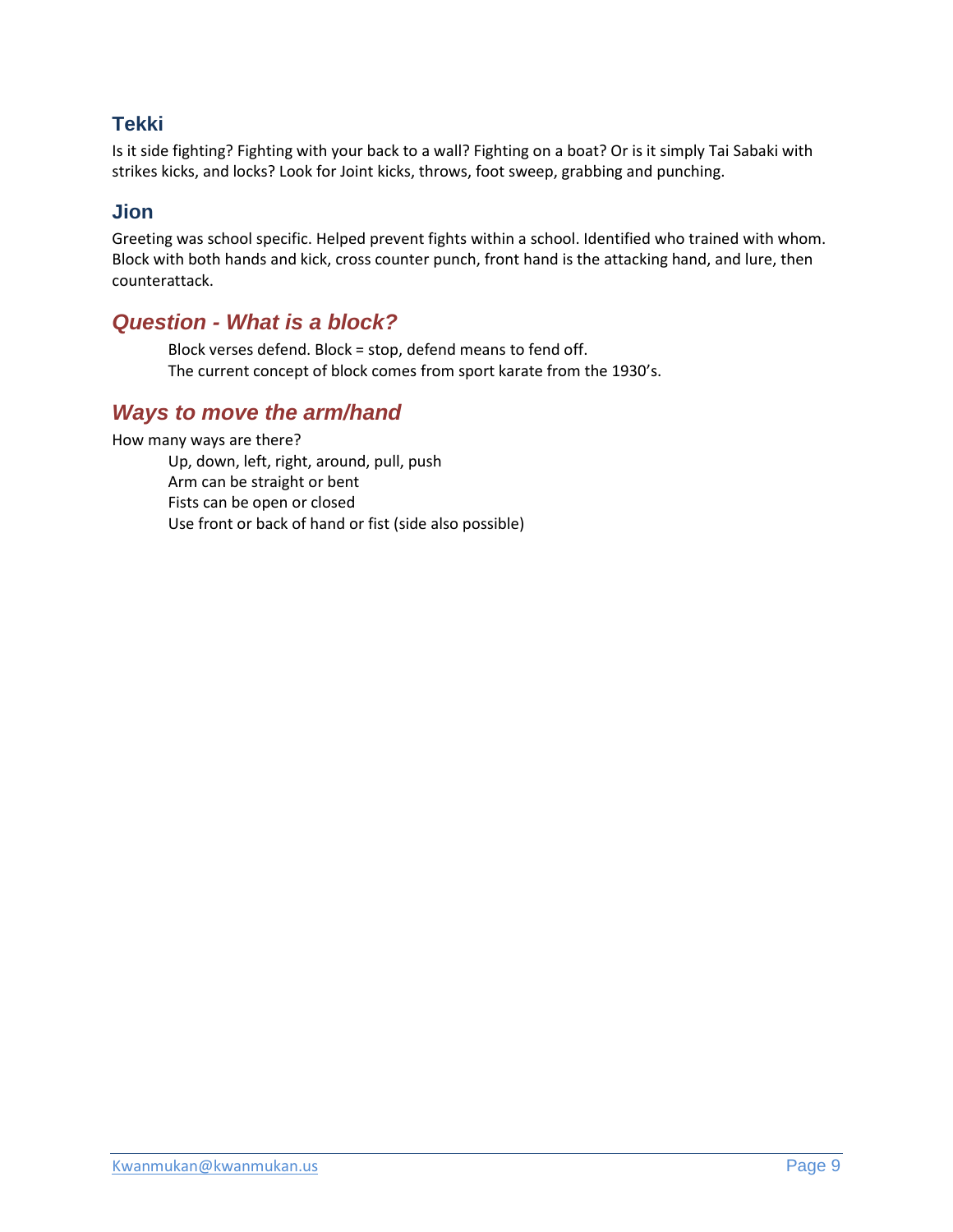### Tekki

Is it side fighting? Fighting with your back to a wall? Fighting on a boat? Or is it simply Tai Sabaki with strikes kicks, and locks? Look for Joint kicks, throws, foot sweep, grabbing and punching.

### Jion

Greeting was school specific. Helped prevent fights within a school. Identified who trained with whom. Block with both hands and kick, cross counter punch, front hand is the attacking hand, and lure, then counterattack.

## *Question - What is a block?*

Block verses defend. Block = stop, defend means to fend off.
The current concept of block comes from sport karate from the 1930's.

## *Ways to move the arm/hand*

How many ways are there?

Up, down, left, right, around, pull, push
Arm can be straight or bent
Fists can be open or closed
Use front or back of hand or fist (side also possible)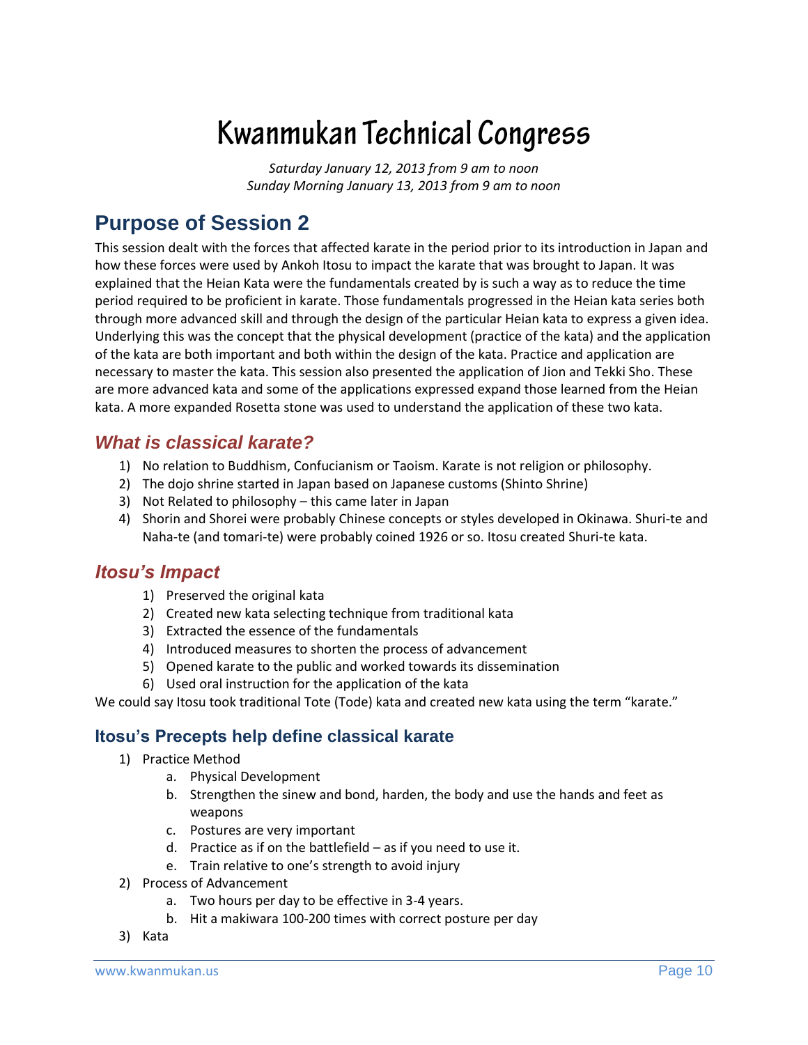# Kwanmukan Technical Congress

*Saturday January 12, 2013 from 9 am to noon*
*Sunday Morning January 13, 2013 from 9 am to noon*

## Purpose of Session 2

This session dealt with the forces that affected karate in the period prior to its introduction in Japan and how these forces were used by Ankoh Itosu to impact the karate that was brought to Japan. It was explained that the Heian Kata were the fundamentals created by is such a way as to reduce the time period required to be proficient in karate. Those fundamentals progressed in the Heian kata series both through more advanced skill and through the design of the particular Heian kata to express a given idea. Underlying this was the concept that the physical development (practice of the kata) and the application of the kata are both important and both within the design of the kata. Practice and application are necessary to master the kata. This session also presented the application of Jion and Tekki Sho. These are more advanced kata and some of the applications expressed expand those learned from the Heian kata. A more expanded Rosetta stone was used to understand the application of these two kata.

### *What is classical karate?*

1) No relation to Buddhism, Confucianism or Taoism. Karate is not religion or philosophy.
2) The dojo shrine started in Japan based on Japanese customs (Shinto Shrine)
3) Not Related to philosophy – this came later in Japan
4) Shorin and Shorei were probably Chinese concepts or styles developed in Okinawa. Shuri-te and Naha-te (and tomari-te) were probably coined 1926 or so. Itosu created Shuri-te kata.

### *Itosu's Impact*

1) Preserved the original kata
2) Created new kata selecting technique from traditional kata
3) Extracted the essence of the fundamentals
4) Introduced measures to shorten the process of advancement
5) Opened karate to the public and worked towards its dissemination
6) Used oral instruction for the application of the kata

We could say Itosu took traditional Tote (Tode) kata and created new kata using the term "karate."

### Itosu's Precepts help define classical karate

1) Practice Method
   a. Physical Development
   b. Strengthen the sinew and bond, harden, the body and use the hands and feet as weapons
   c. Postures are very important
   d. Practice as if on the battlefield – as if you need to use it.
   e. Train relative to one's strength to avoid injury
2) Process of Advancement
   a. Two hours per day to be effective in 3-4 years.
   b. Hit a makiwara 100-200 times with correct posture per day
3) Kata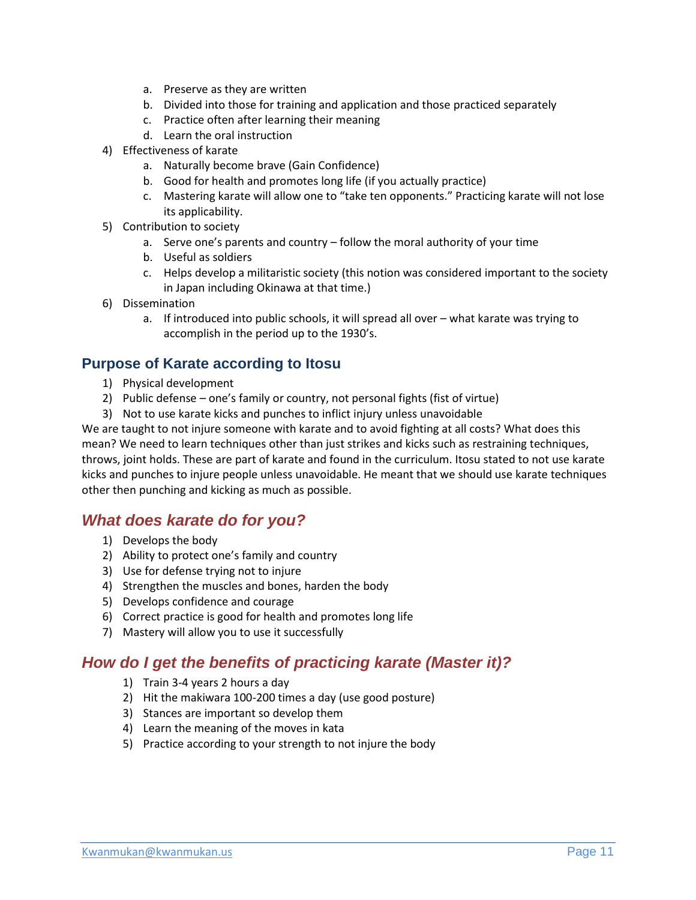a. Preserve as they are written
  b. Divided into those for training and application and those practiced separately
  c. Practice often after learning their meaning
  d. Learn the oral instruction
4) Effectiveness of karate
  a. Naturally become brave (Gain Confidence)
  b. Good for health and promotes long life (if you actually practice)
  c. Mastering karate will allow one to "take ten opponents." Practicing karate will not lose its applicability.
5) Contribution to society
  a. Serve one's parents and country – follow the moral authority of your time
  b. Useful as soldiers
  c. Helps develop a militaristic society (this notion was considered important to the society in Japan including Okinawa at that time.)
6) Dissemination
  a. If introduced into public schools, it will spread all over – what karate was trying to accomplish in the period up to the 1930's.

## Purpose of Karate according to Itosu

1) Physical development
2) Public defense – one's family or country, not personal fights (fist of virtue)
3) Not to use karate kicks and punches to inflict injury unless unavoidable

We are taught to not injure someone with karate and to avoid fighting at all costs? What does this mean? We need to learn techniques other than just strikes and kicks such as restraining techniques, throws, joint holds. These are part of karate and found in the curriculum. Itosu stated to not use karate kicks and punches to injure people unless unavoidable. He meant that we should use karate techniques other then punching and kicking as much as possible.

## *What does karate do for you?*

1) Develops the body
2) Ability to protect one's family and country
3) Use for defense trying not to injure
4) Strengthen the muscles and bones, harden the body
5) Develops confidence and courage
6) Correct practice is good for health and promotes long life
7) Mastery will allow you to use it successfully

## *How do I get the benefits of practicing karate (Master it)?*

1) Train 3-4 years 2 hours a day
2) Hit the makiwara 100-200 times a day (use good posture)
3) Stances are important so develop them
4) Learn the meaning of the moves in kata
5) Practice according to your strength to not injure the body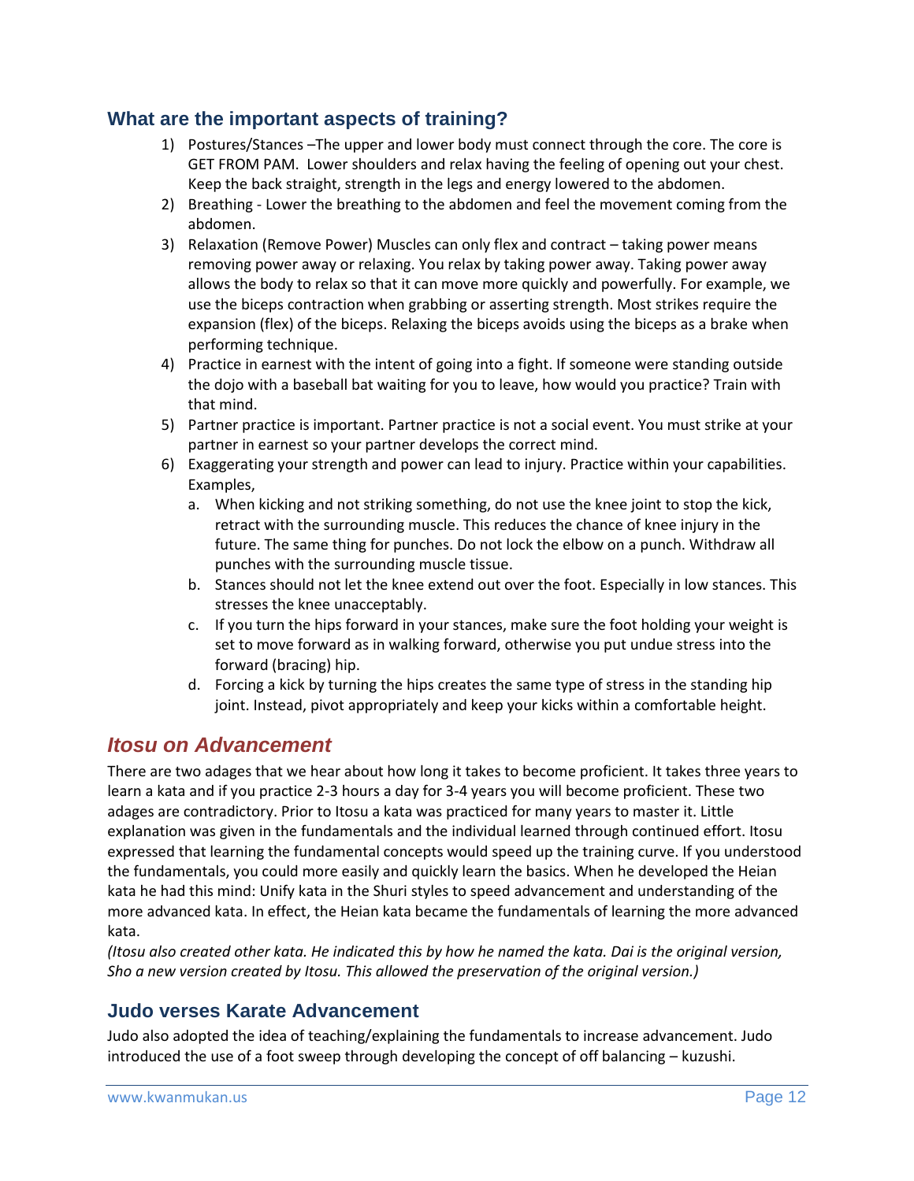## What are the important aspects of training?

1) Postures/Stances –The upper and lower body must connect through the core. The core is GET FROM PAM. Lower shoulders and relax having the feeling of opening out your chest. Keep the back straight, strength in the legs and energy lowered to the abdomen.
2) Breathing - Lower the breathing to the abdomen and feel the movement coming from the abdomen.
3) Relaxation (Remove Power) Muscles can only flex and contract – taking power means removing power away or relaxing. You relax by taking power away. Taking power away allows the body to relax so that it can move more quickly and powerfully. For example, we use the biceps contraction when grabbing or asserting strength. Most strikes require the expansion (flex) of the biceps. Relaxing the biceps avoids using the biceps as a brake when performing technique.
4) Practice in earnest with the intent of going into a fight. If someone were standing outside the dojo with a baseball bat waiting for you to leave, how would you practice? Train with that mind.
5) Partner practice is important. Partner practice is not a social event. You must strike at your partner in earnest so your partner develops the correct mind.
6) Exaggerating your strength and power can lead to injury. Practice within your capabilities. Examples,
   a. When kicking and not striking something, do not use the knee joint to stop the kick, retract with the surrounding muscle. This reduces the chance of knee injury in the future. The same thing for punches. Do not lock the elbow on a punch. Withdraw all punches with the surrounding muscle tissue.
   b. Stances should not let the knee extend out over the foot. Especially in low stances. This stresses the knee unacceptably.
   c. If you turn the hips forward in your stances, make sure the foot holding your weight is set to move forward as in walking forward, otherwise you put undue stress into the forward (bracing) hip.
   d. Forcing a kick by turning the hips creates the same type of stress in the standing hip joint. Instead, pivot appropriately and keep your kicks within a comfortable height.

## *Itosu on Advancement*

There are two adages that we hear about how long it takes to become proficient. It takes three years to learn a kata and if you practice 2-3 hours a day for 3-4 years you will become proficient. These two adages are contradictory. Prior to Itosu a kata was practiced for many years to master it. Little explanation was given in the fundamentals and the individual learned through continued effort. Itosu expressed that learning the fundamental concepts would speed up the training curve. If you understood the fundamentals, you could more easily and quickly learn the basics. When he developed the Heian kata he had this mind: Unify kata in the Shuri styles to speed advancement and understanding of the more advanced kata. In effect, the Heian kata became the fundamentals of learning the more advanced kata.

*(Itosu also created other kata. He indicated this by how he named the kata. Dai is the original version, Sho a new version created by Itosu. This allowed the preservation of the original version.)*

## Judo verses Karate Advancement

Judo also adopted the idea of teaching/explaining the fundamentals to increase advancement. Judo introduced the use of a foot sweep through developing the concept of off balancing – kuzushi.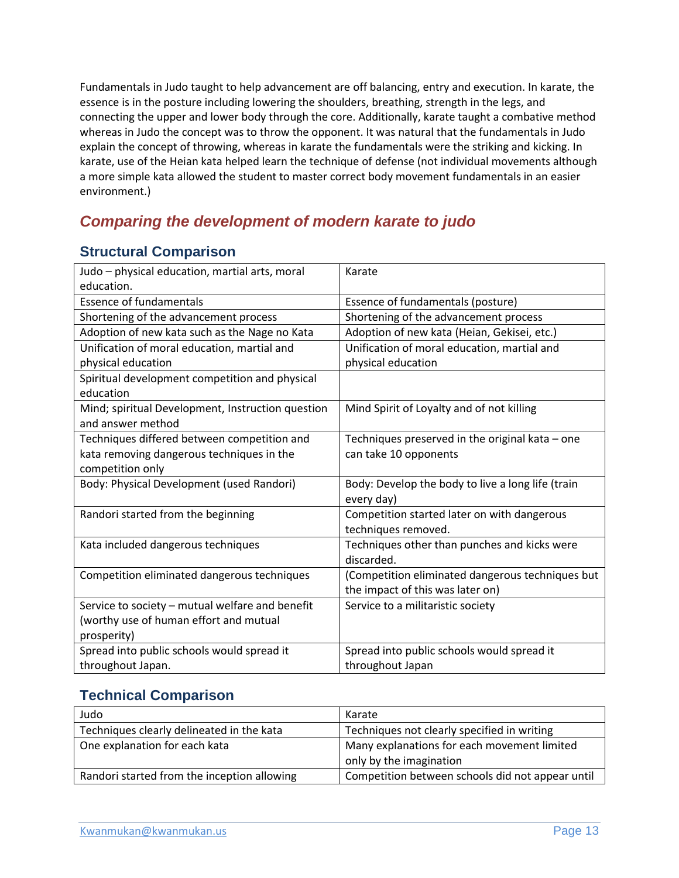Fundamentals in Judo taught to help advancement are off balancing, entry and execution. In karate, the essence is in the posture including lowering the shoulders, breathing, strength in the legs, and connecting the upper and lower body through the core. Additionally, karate taught a combative method whereas in Judo the concept was to throw the opponent. It was natural that the fundamentals in Judo explain the concept of throwing, whereas in karate the fundamentals were the striking and kicking. In karate, use of the Heian kata helped learn the technique of defense (not individual movements although a more simple kata allowed the student to master correct body movement fundamentals in an easier environment.)

## *Comparing the development of modern karate to judo*

### Structural Comparison

| Judo – physical education, martial arts, moral education. | Karate |
|---|---|
| Essence of fundamentals | Essence of fundamentals (posture) |
| Shortening of the advancement process | Shortening of the advancement process |
| Adoption of new kata such as the Nage no Kata | Adoption of new kata (Heian, Gekisei, etc.) |
| Unification of moral education, martial and physical education | Unification of moral education, martial and physical education |
| Spiritual development competition and physical education | |
| Mind; spiritual Development, Instruction question and answer method | Mind Spirit of Loyalty and of not killing |
| Techniques differed between competition and kata removing dangerous techniques in the competition only | Techniques preserved in the original kata – one can take 10 opponents |
| Body: Physical Development (used Randori) | Body: Develop the body to live a long life (train every day) |
| Randori started from the beginning | Competition started later on with dangerous techniques removed. |
| Kata included dangerous techniques | Techniques other than punches and kicks were discarded. |
| Competition eliminated dangerous techniques | (Competition eliminated dangerous techniques but the impact of this was later on) |
| Service to society – mutual welfare and benefit (worthy use of human effort and mutual prosperity) | Service to a militaristic society |
| Spread into public schools would spread it throughout Japan. | Spread into public schools would spread it throughout Japan |

### Technical Comparison

| Judo | Karate |
|---|---|
| Techniques clearly delineated in the kata | Techniques not clearly specified in writing |
| One explanation for each kata | Many explanations for each movement limited only by the imagination |
| Randori started from the inception allowing | Competition between schools did not appear until |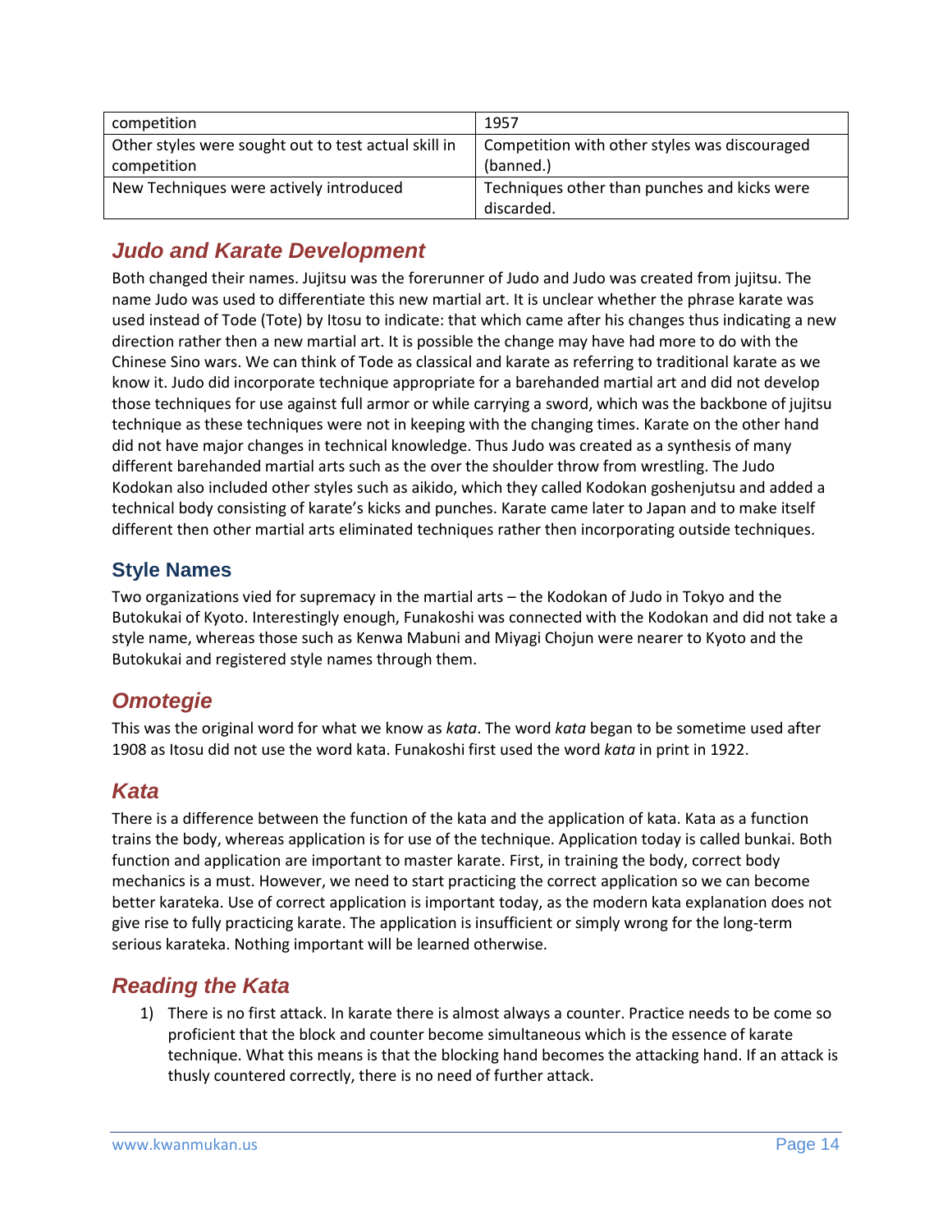| competition | 1957 |
| --- | --- |
| Other styles were sought out to test actual skill in competition | Competition with other styles was discouraged (banned.) |
| New Techniques were actively introduced | Techniques other than punches and kicks were discarded. |

## *Judo and Karate Development*

Both changed their names. Jujitsu was the forerunner of Judo and Judo was created from jujitsu. The name Judo was used to differentiate this new martial art. It is unclear whether the phrase karate was used instead of Tode (Tote) by Itosu to indicate: that which came after his changes thus indicating a new direction rather then a new martial art. It is possible the change may have had more to do with the Chinese Sino wars. We can think of Tode as classical and karate as referring to traditional karate as we know it. Judo did incorporate technique appropriate for a barehanded martial art and did not develop those techniques for use against full armor or while carrying a sword, which was the backbone of jujitsu technique as these techniques were not in keeping with the changing times. Karate on the other hand did not have major changes in technical knowledge. Thus Judo was created as a synthesis of many different barehanded martial arts such as the over the shoulder throw from wrestling. The Judo Kodokan also included other styles such as aikido, which they called Kodokan goshenjutsu and added a technical body consisting of karate's kicks and punches. Karate came later to Japan and to make itself different then other martial arts eliminated techniques rather then incorporating outside techniques.

### Style Names

Two organizations vied for supremacy in the martial arts – the Kodokan of Judo in Tokyo and the Butokukai of Kyoto. Interestingly enough, Funakoshi was connected with the Kodokan and did not take a style name, whereas those such as Kenwa Mabuni and Miyagi Chojun were nearer to Kyoto and the Butokukai and registered style names through them.

## *Omotegie*

This was the original word for what we know as *kata*. The word *kata* began to be sometime used after 1908 as Itosu did not use the word kata. Funakoshi first used the word *kata* in print in 1922.

## *Kata*

There is a difference between the function of the kata and the application of kata. Kata as a function trains the body, whereas application is for use of the technique. Application today is called bunkai. Both function and application are important to master karate. First, in training the body, correct body mechanics is a must. However, we need to start practicing the correct application so we can become better karateka. Use of correct application is important today, as the modern kata explanation does not give rise to fully practicing karate. The application is insufficient or simply wrong for the long-term serious karateka. Nothing important will be learned otherwise.

## *Reading the Kata*

1) There is no first attack. In karate there is almost always a counter. Practice needs to be come so proficient that the block and counter become simultaneous which is the essence of karate technique. What this means is that the blocking hand becomes the attacking hand. If an attack is thusly countered correctly, there is no need of further attack.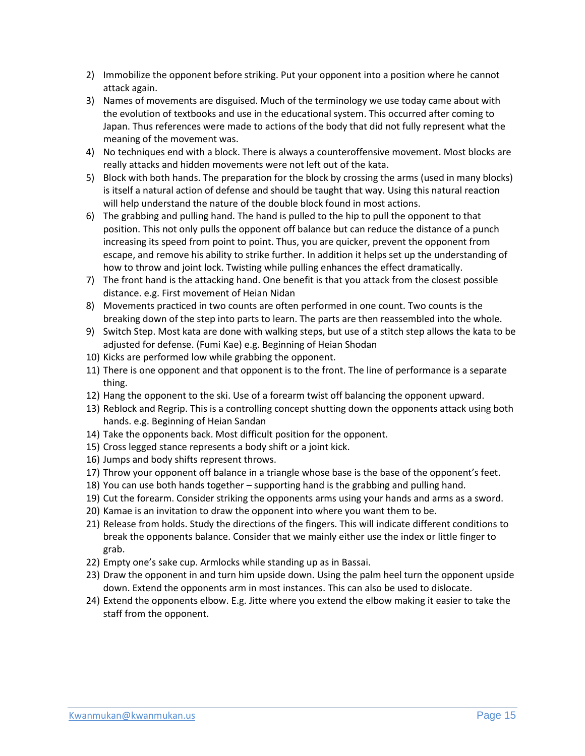2) Immobilize the opponent before striking. Put your opponent into a position where he cannot attack again.
3) Names of movements are disguised. Much of the terminology we use today came about with the evolution of textbooks and use in the educational system. This occurred after coming to Japan. Thus references were made to actions of the body that did not fully represent what the meaning of the movement was.
4) No techniques end with a block. There is always a counteroffensive movement. Most blocks are really attacks and hidden movements were not left out of the kata.
5) Block with both hands. The preparation for the block by crossing the arms (used in many blocks) is itself a natural action of defense and should be taught that way. Using this natural reaction will help understand the nature of the double block found in most actions.
6) The grabbing and pulling hand. The hand is pulled to the hip to pull the opponent to that position. This not only pulls the opponent off balance but can reduce the distance of a punch increasing its speed from point to point. Thus, you are quicker, prevent the opponent from escape, and remove his ability to strike further. In addition it helps set up the understanding of how to throw and joint lock. Twisting while pulling enhances the effect dramatically.
7) The front hand is the attacking hand. One benefit is that you attack from the closest possible distance. e.g. First movement of Heian Nidan
8) Movements practiced in two counts are often performed in one count. Two counts is the breaking down of the step into parts to learn. The parts are then reassembled into the whole.
9) Switch Step. Most kata are done with walking steps, but use of a stitch step allows the kata to be adjusted for defense. (Fumi Kae) e.g. Beginning of Heian Shodan
10) Kicks are performed low while grabbing the opponent.
11) There is one opponent and that opponent is to the front. The line of performance is a separate thing.
12) Hang the opponent to the ski. Use of a forearm twist off balancing the opponent upward.
13) Reblock and Regrip. This is a controlling concept shutting down the opponents attack using both hands. e.g. Beginning of Heian Sandan
14) Take the opponents back. Most difficult position for the opponent.
15) Cross legged stance represents a body shift or a joint kick.
16) Jumps and body shifts represent throws.
17) Throw your opponent off balance in a triangle whose base is the base of the opponent's feet.
18) You can use both hands together – supporting hand is the grabbing and pulling hand.
19) Cut the forearm. Consider striking the opponents arms using your hands and arms as a sword.
20) Kamae is an invitation to draw the opponent into where you want them to be.
21) Release from holds. Study the directions of the fingers. This will indicate different conditions to break the opponents balance. Consider that we mainly either use the index or little finger to grab.
22) Empty one's sake cup. Armlocks while standing up as in Bassai.
23) Draw the opponent in and turn him upside down. Using the palm heel turn the opponent upside down. Extend the opponents arm in most instances. This can also be used to dislocate.
24) Extend the opponents elbow. E.g. Jitte where you extend the elbow making it easier to take the staff from the opponent.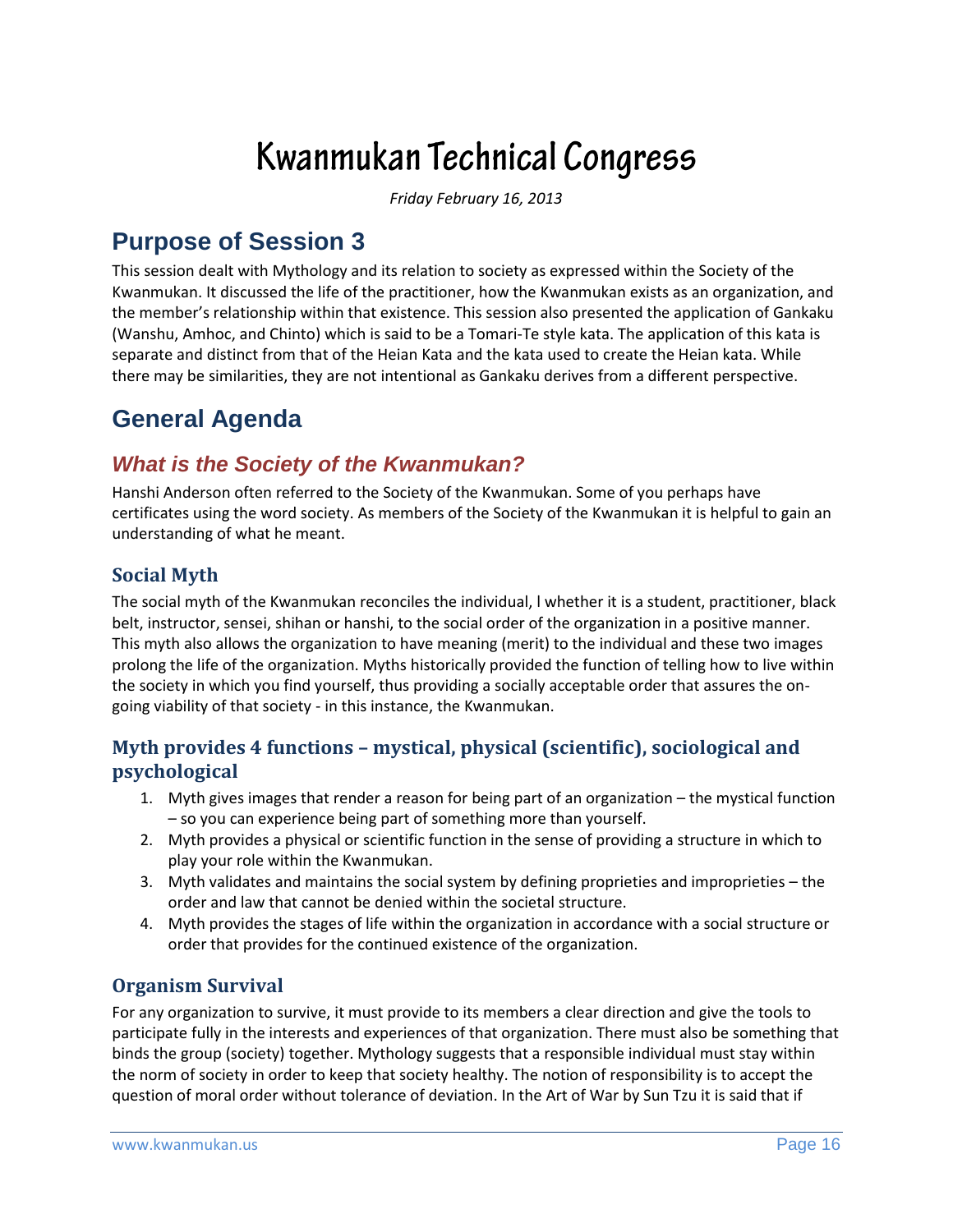# Kwanmukan Technical Congress

*Friday February 16, 2013*

## Purpose of Session 3

This session dealt with Mythology and its relation to society as expressed within the Society of the Kwanmukan. It discussed the life of the practitioner, how the Kwanmukan exists as an organization, and the member's relationship within that existence. This session also presented the application of Gankaku (Wanshu, Amhoc, and Chinto) which is said to be a Tomari-Te style kata. The application of this kata is separate and distinct from that of the Heian Kata and the kata used to create the Heian kata. While there may be similarities, they are not intentional as Gankaku derives from a different perspective.

## General Agenda

### *What is the Society of the Kwanmukan?*

Hanshi Anderson often referred to the Society of the Kwanmukan. Some of you perhaps have certificates using the word society. As members of the Society of the Kwanmukan it is helpful to gain an understanding of what he meant.

#### Social Myth

The social myth of the Kwanmukan reconciles the individual, l whether it is a student, practitioner, black belt, instructor, sensei, shihan or hanshi, to the social order of the organization in a positive manner. This myth also allows the organization to have meaning (merit) to the individual and these two images prolong the life of the organization. Myths historically provided the function of telling how to live within the society in which you find yourself, thus providing a socially acceptable order that assures the on-going viability of that society - in this instance, the Kwanmukan.

#### Myth provides 4 functions – mystical, physical (scientific), sociological and psychological

1. Myth gives images that render a reason for being part of an organization – the mystical function – so you can experience being part of something more than yourself.
2. Myth provides a physical or scientific function in the sense of providing a structure in which to play your role within the Kwanmukan.
3. Myth validates and maintains the social system by defining proprieties and improprieties – the order and law that cannot be denied within the societal structure.
4. Myth provides the stages of life within the organization in accordance with a social structure or order that provides for the continued existence of the organization.

#### Organism Survival

For any organization to survive, it must provide to its members a clear direction and give the tools to participate fully in the interests and experiences of that organization. There must also be something that binds the group (society) together. Mythology suggests that a responsible individual must stay within the norm of society in order to keep that society healthy. The notion of responsibility is to accept the question of moral order without tolerance of deviation. In the Art of War by Sun Tzu it is said that if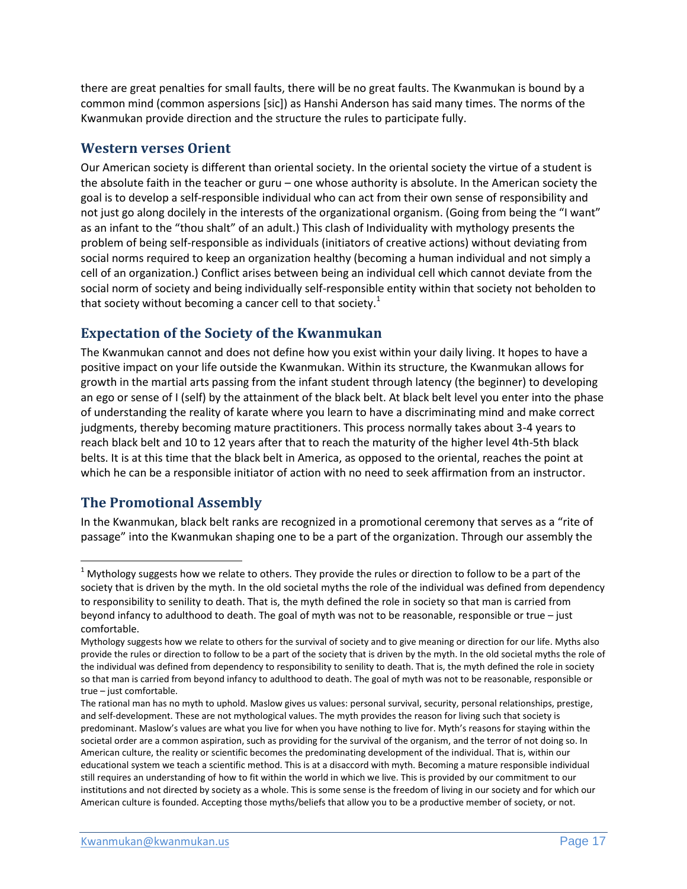there are great penalties for small faults, there will be no great faults. The Kwanmukan is bound by a common mind (common aspersions [sic]) as Hanshi Anderson has said many times. The norms of the Kwanmukan provide direction and the structure the rules to participate fully.

## Western verses Orient

Our American society is different than oriental society. In the oriental society the virtue of a student is the absolute faith in the teacher or guru – one whose authority is absolute. In the American society the goal is to develop a self-responsible individual who can act from their own sense of responsibility and not just go along docilely in the interests of the organizational organism. (Going from being the "I want" as an infant to the "thou shalt" of an adult.) This clash of Individuality with mythology presents the problem of being self-responsible as individuals (initiators of creative actions) without deviating from social norms required to keep an organization healthy (becoming a human individual and not simply a cell of an organization.) Conflict arises between being an individual cell which cannot deviate from the social norm of society and being individually self-responsible entity within that society not beholden to that society without becoming a cancer cell to that society.[1]

## Expectation of the Society of the Kwanmukan

The Kwanmukan cannot and does not define how you exist within your daily living. It hopes to have a positive impact on your life outside the Kwanmukan. Within its structure, the Kwanmukan allows for growth in the martial arts passing from the infant student through latency (the beginner) to developing an ego or sense of I (self) by the attainment of the black belt. At black belt level you enter into the phase of understanding the reality of karate where you learn to have a discriminating mind and make correct judgments, thereby becoming mature practitioners. This process normally takes about 3-4 years to reach black belt and 10 to 12 years after that to reach the maturity of the higher level 4th-5th black belts. It is at this time that the black belt in America, as opposed to the oriental, reaches the point at which he can be a responsible initiator of action with no need to seek affirmation from an instructor.

## The Promotional Assembly

In the Kwanmukan, black belt ranks are recognized in a promotional ceremony that serves as a "rite of passage" into the Kwanmukan shaping one to be a part of the organization. Through our assembly the

---

[1] Mythology suggests how we relate to others. They provide the rules or direction to follow to be a part of the society that is driven by the myth. In the old societal myths the role of the individual was defined from dependency to responsibility to senility to death. That is, the myth defined the role in society so that man is carried from beyond infancy to adulthood to death. The goal of myth was not to be reasonable, responsible or true – just comfortable.

Mythology suggests how we relate to others for the survival of society and to give meaning or direction for our life. Myths also provide the rules or direction to follow to be a part of the society that is driven by the myth. In the old societal myths the role of the individual was defined from dependency to responsibility to senility to death. That is, the myth defined the role in society so that man is carried from beyond infancy to adulthood to death. The goal of myth was not to be reasonable, responsible or true – just comfortable.

The rational man has no myth to uphold. Maslow gives us values: personal survival, security, personal relationships, prestige, and self-development. These are not mythological values. The myth provides the reason for living such that society is predominant. Maslow's values are what you live for when you have nothing to live for. Myth's reasons for staying within the societal order are a common aspiration, such as providing for the survival of the organism, and the terror of not doing so. In American culture, the reality or scientific becomes the predominating development of the individual. That is, within our educational system we teach a scientific method. This is at a disaccord with myth. Becoming a mature responsible individual still requires an understanding of how to fit within the world in which we live. This is provided by our commitment to our institutions and not directed by society as a whole. This is some sense is the freedom of living in our society and for which our American culture is founded. Accepting those myths/beliefs that allow you to be a productive member of society, or not.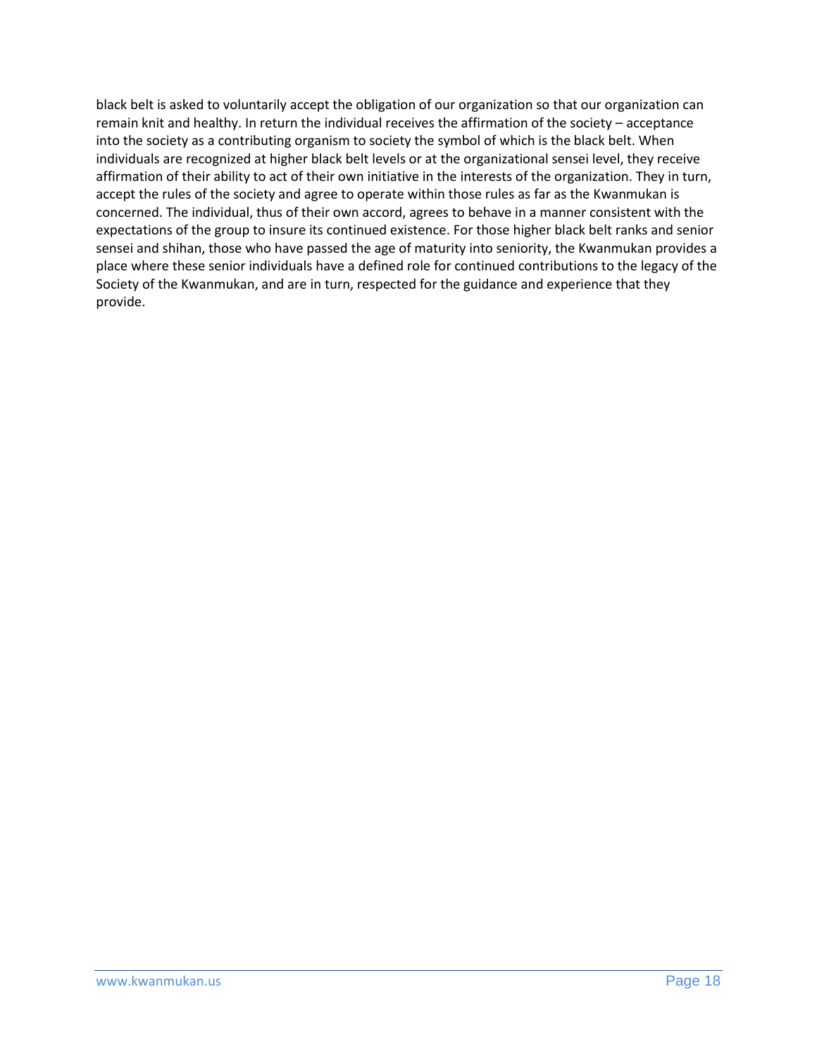black belt is asked to voluntarily accept the obligation of our organization so that our organization can remain knit and healthy. In return the individual receives the affirmation of the society – acceptance into the society as a contributing organism to society the symbol of which is the black belt. When individuals are recognized at higher black belt levels or at the organizational sensei level, they receive affirmation of their ability to act of their own initiative in the interests of the organization. They in turn, accept the rules of the society and agree to operate within those rules as far as the Kwanmukan is concerned. The individual, thus of their own accord, agrees to behave in a manner consistent with the expectations of the group to insure its continued existence. For those higher black belt ranks and senior sensei and shihan, those who have passed the age of maturity into seniority, the Kwanmukan provides a place where these senior individuals have a defined role for continued contributions to the legacy of the Society of the Kwanmukan, and are in turn, respected for the guidance and experience that they provide.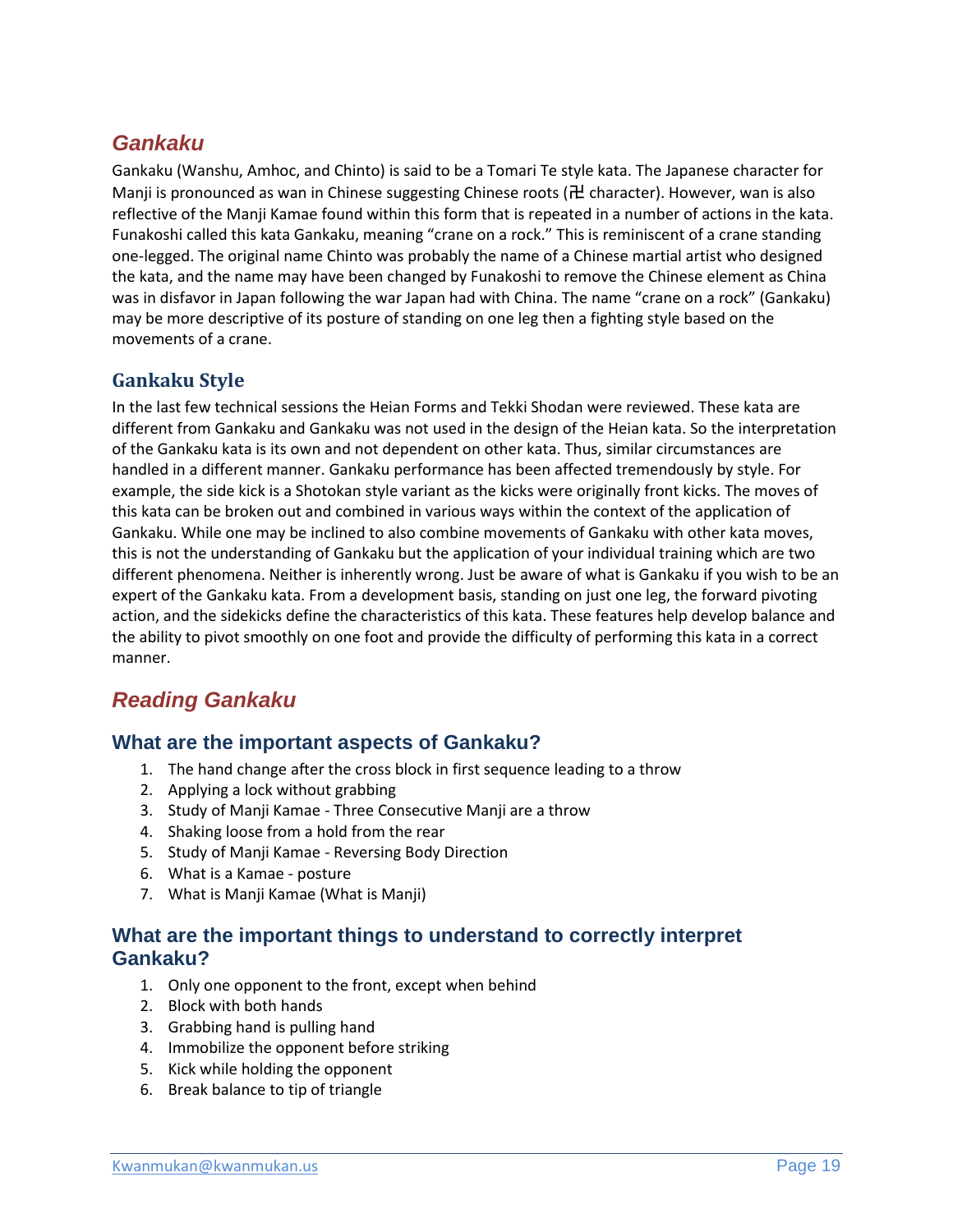## *Gankaku*

Gankaku (Wanshu, Amhoc, and Chinto) is said to be a Tomari Te style kata. The Japanese character for Manji is pronounced as wan in Chinese suggesting Chinese roots (卍 character). However, wan is also reflective of the Manji Kamae found within this form that is repeated in a number of actions in the kata. Funakoshi called this kata Gankaku, meaning "crane on a rock." This is reminiscent of a crane standing one-legged. The original name Chinto was probably the name of a Chinese martial artist who designed the kata, and the name may have been changed by Funakoshi to remove the Chinese element as China was in disfavor in Japan following the war Japan had with China. The name "crane on a rock" (Gankaku) may be more descriptive of its posture of standing on one leg then a fighting style based on the movements of a crane.

### Gankaku Style

In the last few technical sessions the Heian Forms and Tekki Shodan were reviewed. These kata are different from Gankaku and Gankaku was not used in the design of the Heian kata. So the interpretation of the Gankaku kata is its own and not dependent on other kata. Thus, similar circumstances are handled in a different manner. Gankaku performance has been affected tremendously by style. For example, the side kick is a Shotokan style variant as the kicks were originally front kicks. The moves of this kata can be broken out and combined in various ways within the context of the application of Gankaku. While one may be inclined to also combine movements of Gankaku with other kata moves, this is not the understanding of Gankaku but the application of your individual training which are two different phenomena. Neither is inherently wrong. Just be aware of what is Gankaku if you wish to be an expert of the Gankaku kata. From a development basis, standing on just one leg, the forward pivoting action, and the sidekicks define the characteristics of this kata. These features help develop balance and the ability to pivot smoothly on one foot and provide the difficulty of performing this kata in a correct manner.

## *Reading Gankaku*

### What are the important aspects of Gankaku?

1. The hand change after the cross block in first sequence leading to a throw
2. Applying a lock without grabbing
3. Study of Manji Kamae - Three Consecutive Manji are a throw
4. Shaking loose from a hold from the rear
5. Study of Manji Kamae - Reversing Body Direction
6. What is a Kamae - posture
7. What is Manji Kamae (What is Manji)

### What are the important things to understand to correctly interpret Gankaku?

1. Only one opponent to the front, except when behind
2. Block with both hands
3. Grabbing hand is pulling hand
4. Immobilize the opponent before striking
5. Kick while holding the opponent
6. Break balance to tip of triangle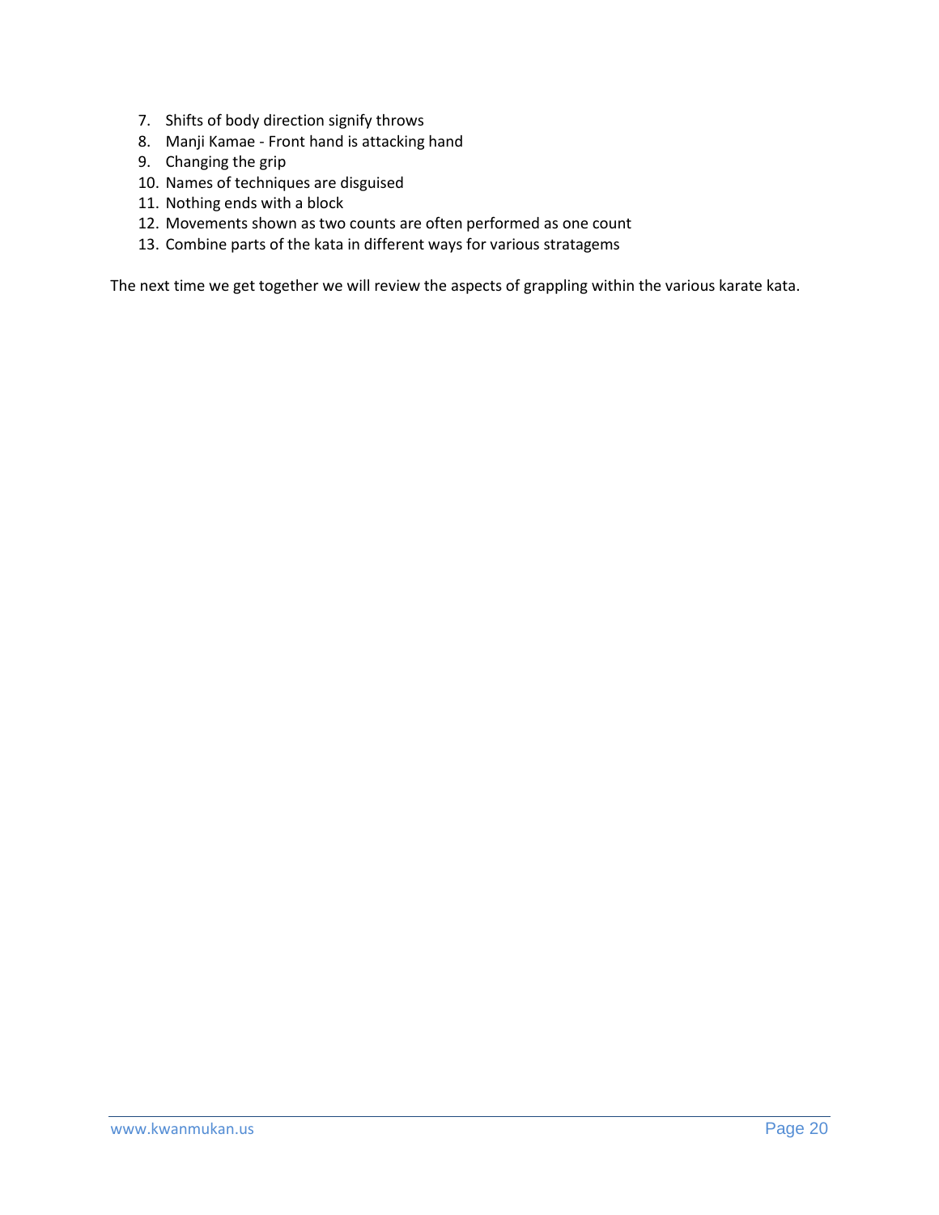7. Shifts of body direction signify throws
8. Manji Kamae - Front hand is attacking hand
9. Changing the grip
10. Names of techniques are disguised
11. Nothing ends with a block
12. Movements shown as two counts are often performed as one count
13. Combine parts of the kata in different ways for various stratagems

The next time we get together we will review the aspects of grappling within the various karate kata.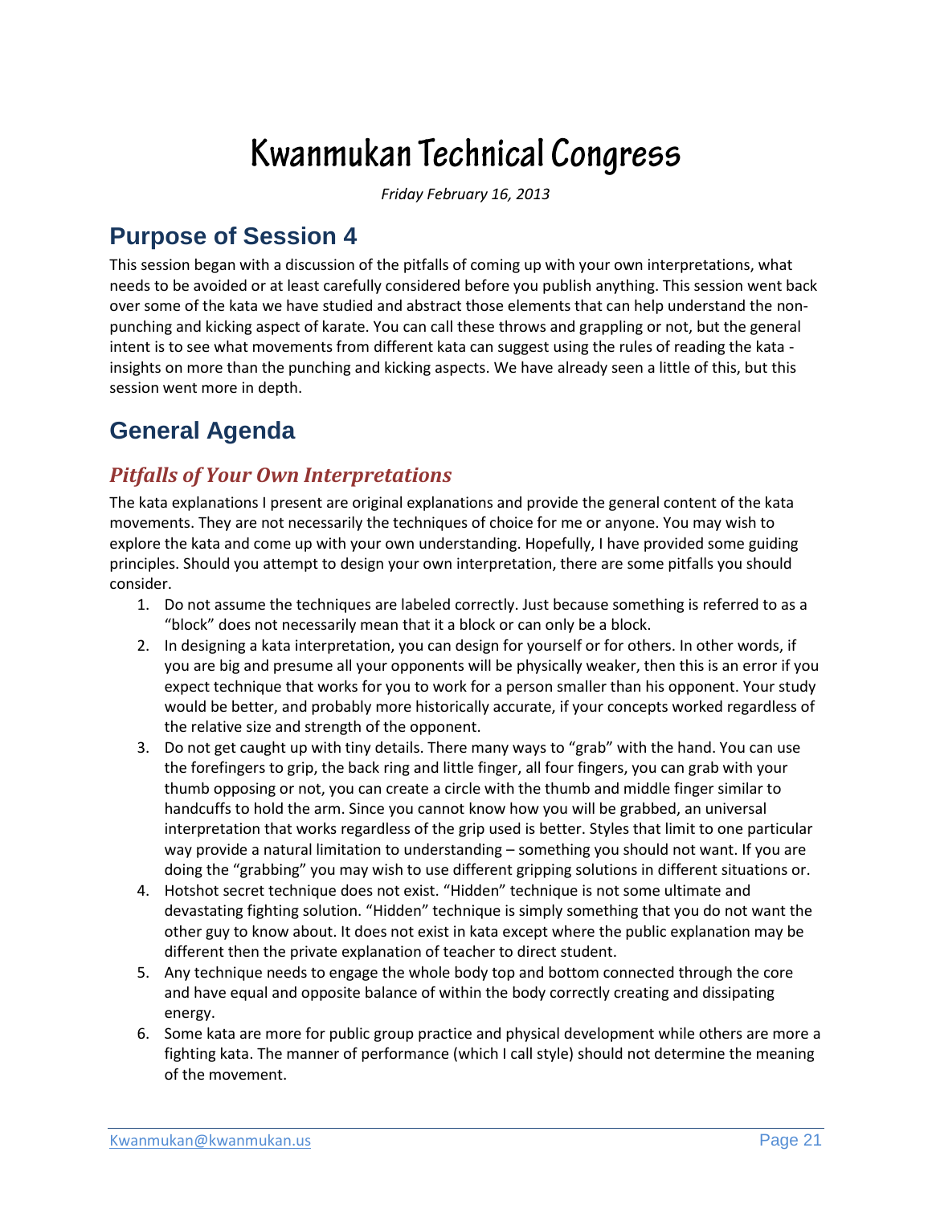# Kwanmukan Technical Congress

*Friday February 16, 2013*

## Purpose of Session 4

This session began with a discussion of the pitfalls of coming up with your own interpretations, what needs to be avoided or at least carefully considered before you publish anything. This session went back over some of the kata we have studied and abstract those elements that can help understand the non-punching and kicking aspect of karate. You can call these throws and grappling or not, but the general intent is to see what movements from different kata can suggest using the rules of reading the kata - insights on more than the punching and kicking aspects. We have already seen a little of this, but this session went more in depth.

## General Agenda

### *Pitfalls of Your Own Interpretations*

The kata explanations I present are original explanations and provide the general content of the kata movements. They are not necessarily the techniques of choice for me or anyone. You may wish to explore the kata and come up with your own understanding. Hopefully, I have provided some guiding principles. Should you attempt to design your own interpretation, there are some pitfalls you should consider.

1. Do not assume the techniques are labeled correctly. Just because something is referred to as a "block" does not necessarily mean that it a block or can only be a block.
2. In designing a kata interpretation, you can design for yourself or for others. In other words, if you are big and presume all your opponents will be physically weaker, then this is an error if you expect technique that works for you to work for a person smaller than his opponent. Your study would be better, and probably more historically accurate, if your concepts worked regardless of the relative size and strength of the opponent.
3. Do not get caught up with tiny details. There many ways to "grab" with the hand. You can use the forefingers to grip, the back ring and little finger, all four fingers, you can grab with your thumb opposing or not, you can create a circle with the thumb and middle finger similar to handcuffs to hold the arm. Since you cannot know how you will be grabbed, an universal interpretation that works regardless of the grip used is better. Styles that limit to one particular way provide a natural limitation to understanding – something you should not want. If you are doing the "grabbing" you may wish to use different gripping solutions in different situations or.
4. Hotshot secret technique does not exist. "Hidden" technique is not some ultimate and devastating fighting solution. "Hidden" technique is simply something that you do not want the other guy to know about. It does not exist in kata except where the public explanation may be different then the private explanation of teacher to direct student.
5. Any technique needs to engage the whole body top and bottom connected through the core and have equal and opposite balance of within the body correctly creating and dissipating energy.
6. Some kata are more for public group practice and physical development while others are more a fighting kata. The manner of performance (which I call style) should not determine the meaning of the movement.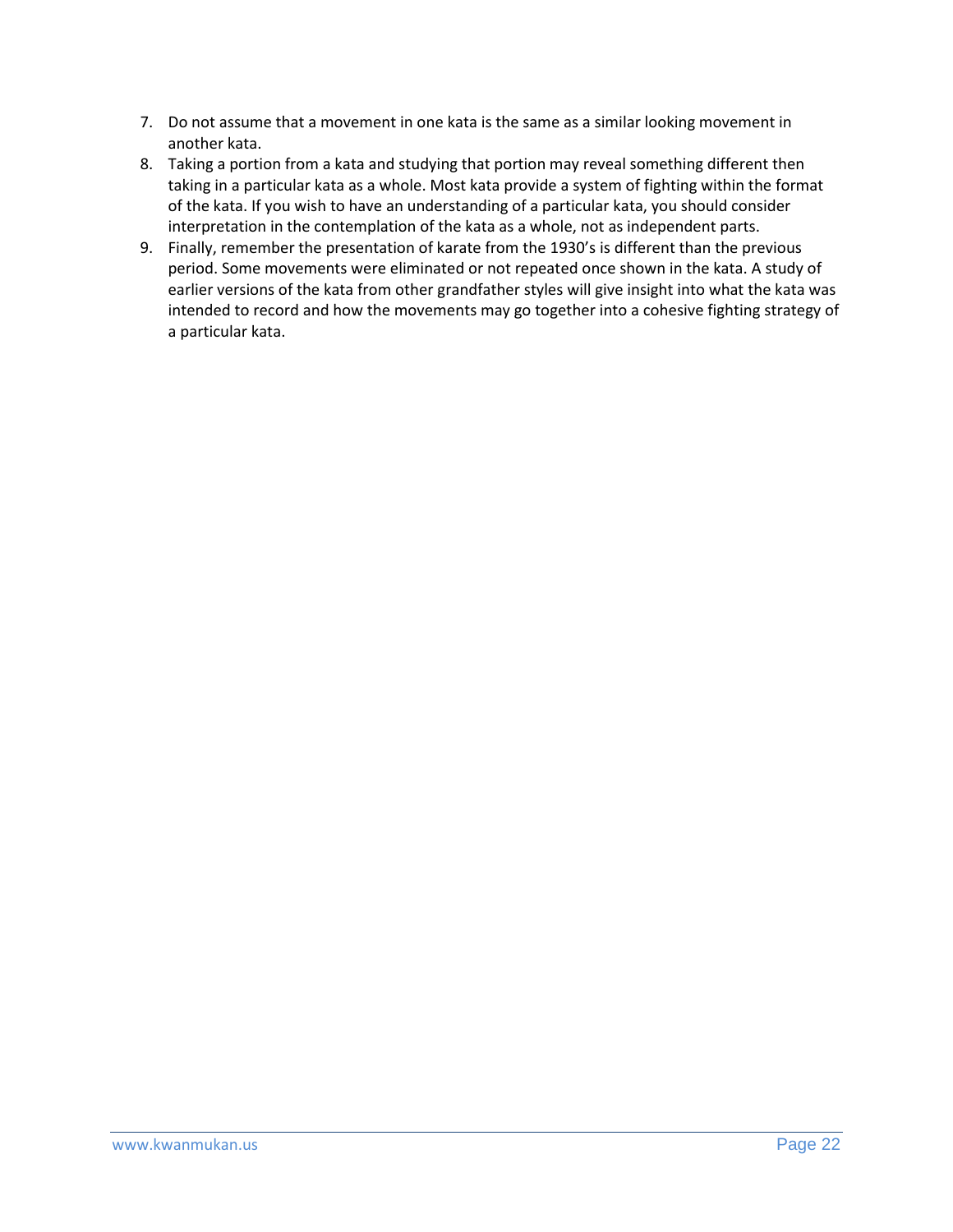7. Do not assume that a movement in one kata is the same as a similar looking movement in another kata.
8. Taking a portion from a kata and studying that portion may reveal something different then taking in a particular kata as a whole. Most kata provide a system of fighting within the format of the kata. If you wish to have an understanding of a particular kata, you should consider interpretation in the contemplation of the kata as a whole, not as independent parts.
9. Finally, remember the presentation of karate from the 1930's is different than the previous period. Some movements were eliminated or not repeated once shown in the kata. A study of earlier versions of the kata from other grandfather styles will give insight into what the kata was intended to record and how the movements may go together into a cohesive fighting strategy of a particular kata.